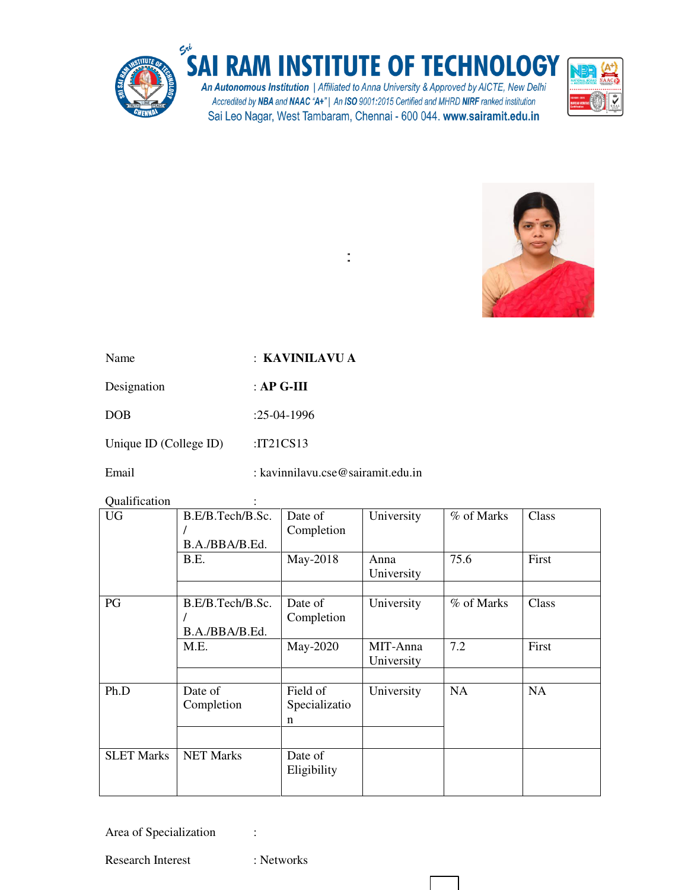# SAI RAM INSTITUTE OF TECHNOLOGY

*An Autonomous Institution | Affiliated to Anna University & Approved by AICTE, New Delhi*
*Accredited by NBA and NAAC "A+" | An ISO 9001:2015 Certified and MHRD NIRF ranked institution*
Sai Leo Nagar, West Tambaram, Chennai - 600 044. www.sairamit.edu.in

:

Name : **KAVINILAVU A**

Designation : **AP G-III**

DOB :25-04-1996

Unique ID (College ID) :IT21CS13

Email : kavinnilavu.cse@sairamit.edu.in

Qualification :

| UG | B.E/B.Tech/B.Sc. / B.A./BBA/B.Ed. | Date of Completion | University | % of Marks | Class |
|---|---|---|---|---|---|
| | B.E. | May-2018 | Anna University | 75.6 | First |
| | | | | | |
| PG | B.E/B.Tech/B.Sc. / B.A./BBA/B.Ed. | Date of Completion | University | % of Marks | Class |
| | M.E. | May-2020 | MIT-Anna University | 7.2 | First |
| | | | | | |
| Ph.D | Date of Completion | Field of Specialization | University | NA | NA |
| | | | | | |
| SLET Marks | NET Marks | Date of Eligibility | | | |

Area of Specialization :

Research Interest : Networks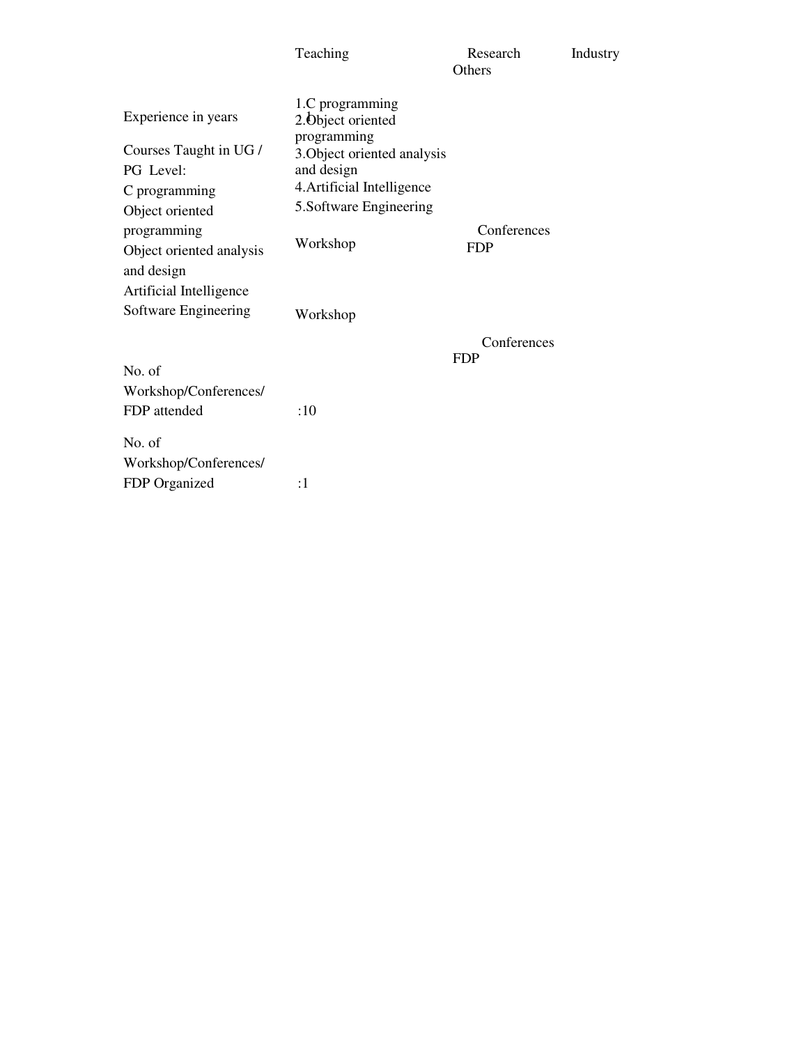| | Teaching | Research | Industry | Others |
|---|---|---|---|---|
| Experience in years | 1 | | | |

Courses Taught in UG / PG Level:

C programming
Object oriented programming
Object oriented analysis and design
Artificial Intelligence
Software Engineering

1.C programming
2.Object oriented programming
3.Object oriented analysis and design
4.Artificial Intelligence
5.Software Engineering

| | Workshop | Conferences | FDP |
|---|---|---|---|
| | Workshop | Conferences | FDP |
| No. of Workshop/Conferences/ FDP attended | :10 | | |
| No. of Workshop/Conferences/ FDP Organized | :1 | | |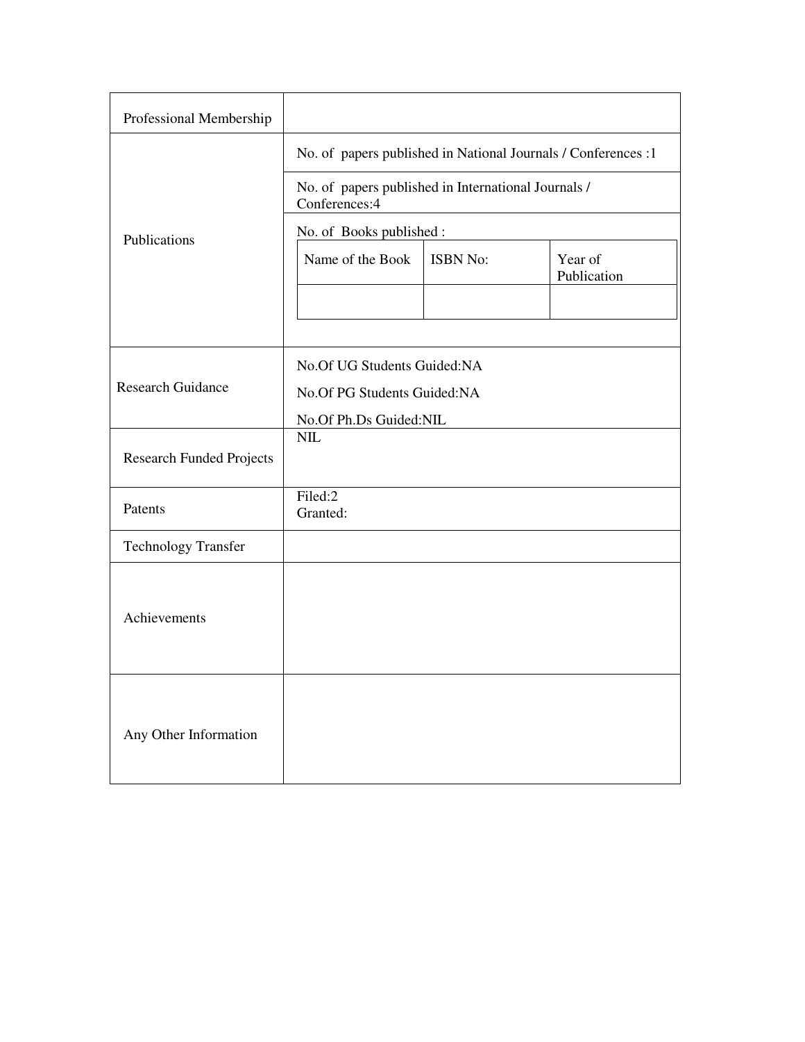| | |
|---|---|
| Professional Membership | |
| Publications | No. of papers published in National Journals / Conferences :1<br>No. of papers published in International Journals / Conferences:4<br>No. of Books published : |
| Research Guidance | No.Of UG Students Guided:NA<br>No.Of PG Students Guided:NA<br>No.Of Ph.Ds Guided:NIL |
| Research Funded Projects | NIL |
| Patents | Filed:2<br>Granted: |
| Technology Transfer | |
| Achievements | |
| Any Other Information | |

| Name of the Book | ISBN No: | Year of Publication |
|---|---|---|
| | | |